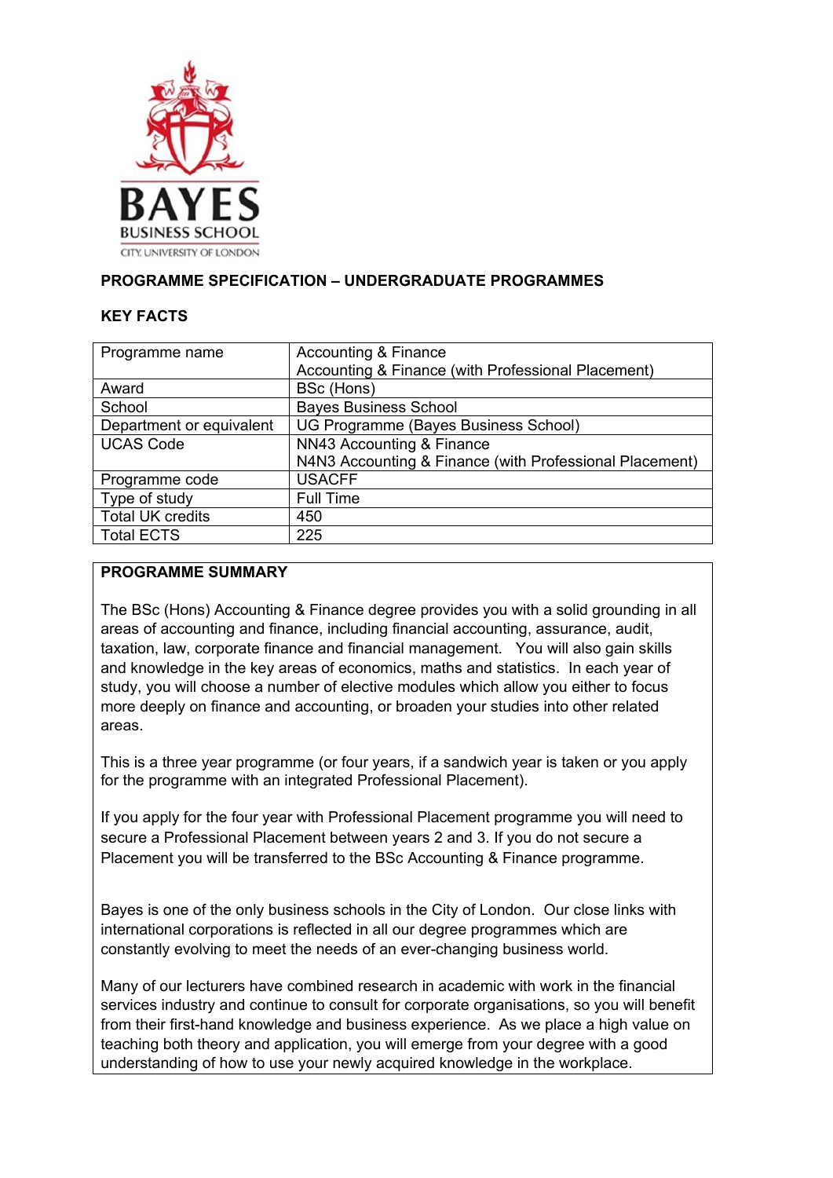# PROGRAMME SPECIFICATION – UNDERGRADUATE PROGRAMMES

## KEY FACTS

| | |
|---|---|
| Programme name | Accounting & Finance<br>Accounting & Finance (with Professional Placement) |
| Award | BSc (Hons) |
| School | Bayes Business School |
| Department or equivalent | UG Programme (Bayes Business School) |
| UCAS Code | NN43 Accounting & Finance<br>N4N3 Accounting & Finance (with Professional Placement) |
| Programme code | USACFF |
| Type of study | Full Time |
| Total UK credits | 450 |
| Total ECTS | 225 |

## PROGRAMME SUMMARY

The BSc (Hons) Accounting & Finance degree provides you with a solid grounding in all areas of accounting and finance, including financial accounting, assurance, audit, taxation, law, corporate finance and financial management. You will also gain skills and knowledge in the key areas of economics, maths and statistics. In each year of study, you will choose a number of elective modules which allow you either to focus more deeply on finance and accounting, or broaden your studies into other related areas.

This is a three year programme (or four years, if a sandwich year is taken or you apply for the programme with an integrated Professional Placement).

If you apply for the four year with Professional Placement programme you will need to secure a Professional Placement between years 2 and 3. If you do not secure a Placement you will be transferred to the BSc Accounting & Finance programme.

Bayes is one of the only business schools in the City of London. Our close links with international corporations is reflected in all our degree programmes which are constantly evolving to meet the needs of an ever-changing business world.

Many of our lecturers have combined research in academic with work in the financial services industry and continue to consult for corporate organisations, so you will benefit from their first-hand knowledge and business experience. As we place a high value on teaching both theory and application, you will emerge from your degree with a good understanding of how to use your newly acquired knowledge in the workplace.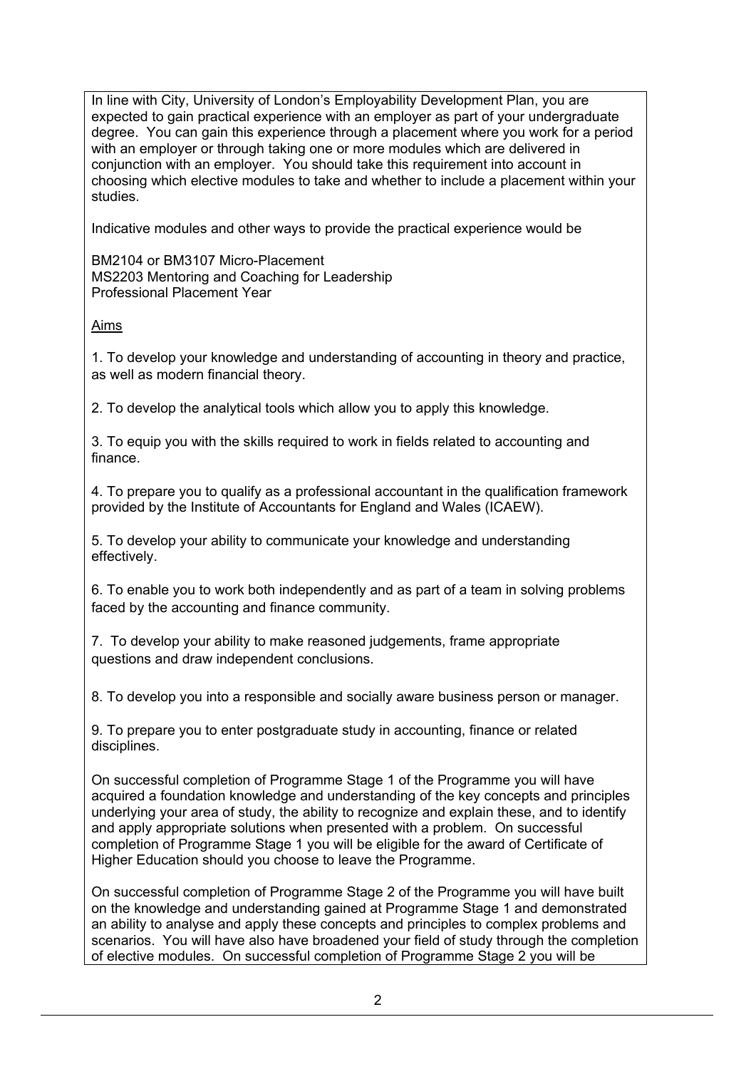In line with City, University of London's Employability Development Plan, you are expected to gain practical experience with an employer as part of your undergraduate degree. You can gain this experience through a placement where you work for a period with an employer or through taking one or more modules which are delivered in conjunction with an employer. You should take this requirement into account in choosing which elective modules to take and whether to include a placement within your studies.

Indicative modules and other ways to provide the practical experience would be

BM2104 or BM3107 Micro-Placement
MS2203 Mentoring and Coaching for Leadership
Professional Placement Year

## Aims

1. To develop your knowledge and understanding of accounting in theory and practice, as well as modern financial theory.

2. To develop the analytical tools which allow you to apply this knowledge.

3. To equip you with the skills required to work in fields related to accounting and finance.

4. To prepare you to qualify as a professional accountant in the qualification framework provided by the Institute of Accountants for England and Wales (ICAEW).

5. To develop your ability to communicate your knowledge and understanding effectively.

6. To enable you to work both independently and as part of a team in solving problems faced by the accounting and finance community.

7. To develop your ability to make reasoned judgements, frame appropriate questions and draw independent conclusions.

8. To develop you into a responsible and socially aware business person or manager.

9. To prepare you to enter postgraduate study in accounting, finance or related disciplines.

On successful completion of Programme Stage 1 of the Programme you will have acquired a foundation knowledge and understanding of the key concepts and principles underlying your area of study, the ability to recognize and explain these, and to identify and apply appropriate solutions when presented with a problem. On successful completion of Programme Stage 1 you will be eligible for the award of Certificate of Higher Education should you choose to leave the Programme.

On successful completion of Programme Stage 2 of the Programme you will have built on the knowledge and understanding gained at Programme Stage 1 and demonstrated an ability to analyse and apply these concepts and principles to complex problems and scenarios. You will have also have broadened your field of study through the completion of elective modules. On successful completion of Programme Stage 2 you will be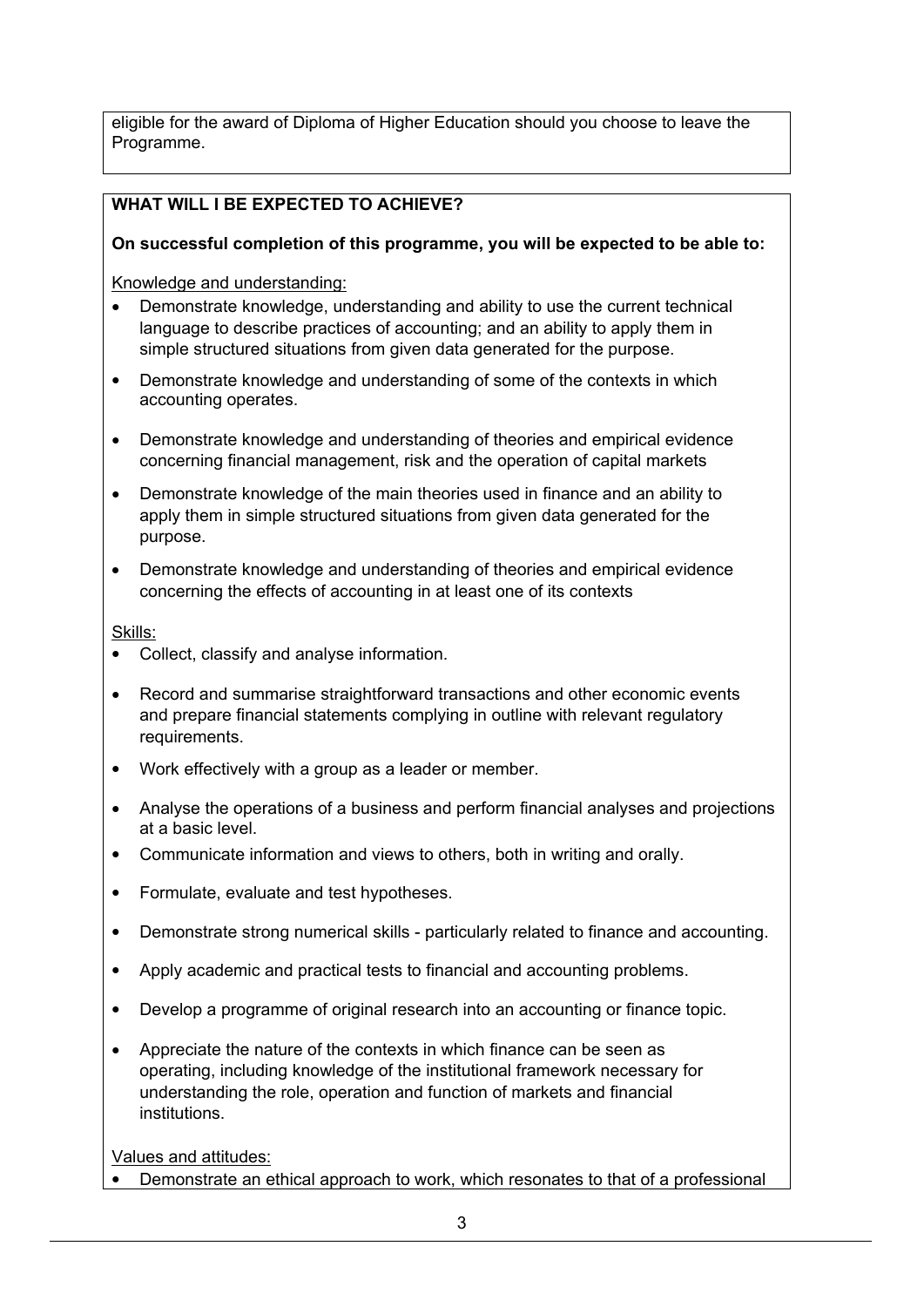eligible for the award of Diploma of Higher Education should you choose to leave the Programme.

**WHAT WILL I BE EXPECTED TO ACHIEVE?**

**On successful completion of this programme, you will be expected to be able to:**

Knowledge and understanding:

- Demonstrate knowledge, understanding and ability to use the current technical language to describe practices of accounting; and an ability to apply them in simple structured situations from given data generated for the purpose.
- Demonstrate knowledge and understanding of some of the contexts in which accounting operates.
- Demonstrate knowledge and understanding of theories and empirical evidence concerning financial management, risk and the operation of capital markets
- Demonstrate knowledge of the main theories used in finance and an ability to apply them in simple structured situations from given data generated for the purpose.
- Demonstrate knowledge and understanding of theories and empirical evidence concerning the effects of accounting in at least one of its contexts

Skills:

- Collect, classify and analyse information.
- Record and summarise straightforward transactions and other economic events and prepare financial statements complying in outline with relevant regulatory requirements.
- Work effectively with a group as a leader or member.
- Analyse the operations of a business and perform financial analyses and projections at a basic level.
- Communicate information and views to others, both in writing and orally.
- Formulate, evaluate and test hypotheses.
- Demonstrate strong numerical skills - particularly related to finance and accounting.
- Apply academic and practical tests to financial and accounting problems.
- Develop a programme of original research into an accounting or finance topic.
- Appreciate the nature of the contexts in which finance can be seen as operating, including knowledge of the institutional framework necessary for understanding the role, operation and function of markets and financial institutions.

Values and attitudes:

- Demonstrate an ethical approach to work, which resonates to that of a professional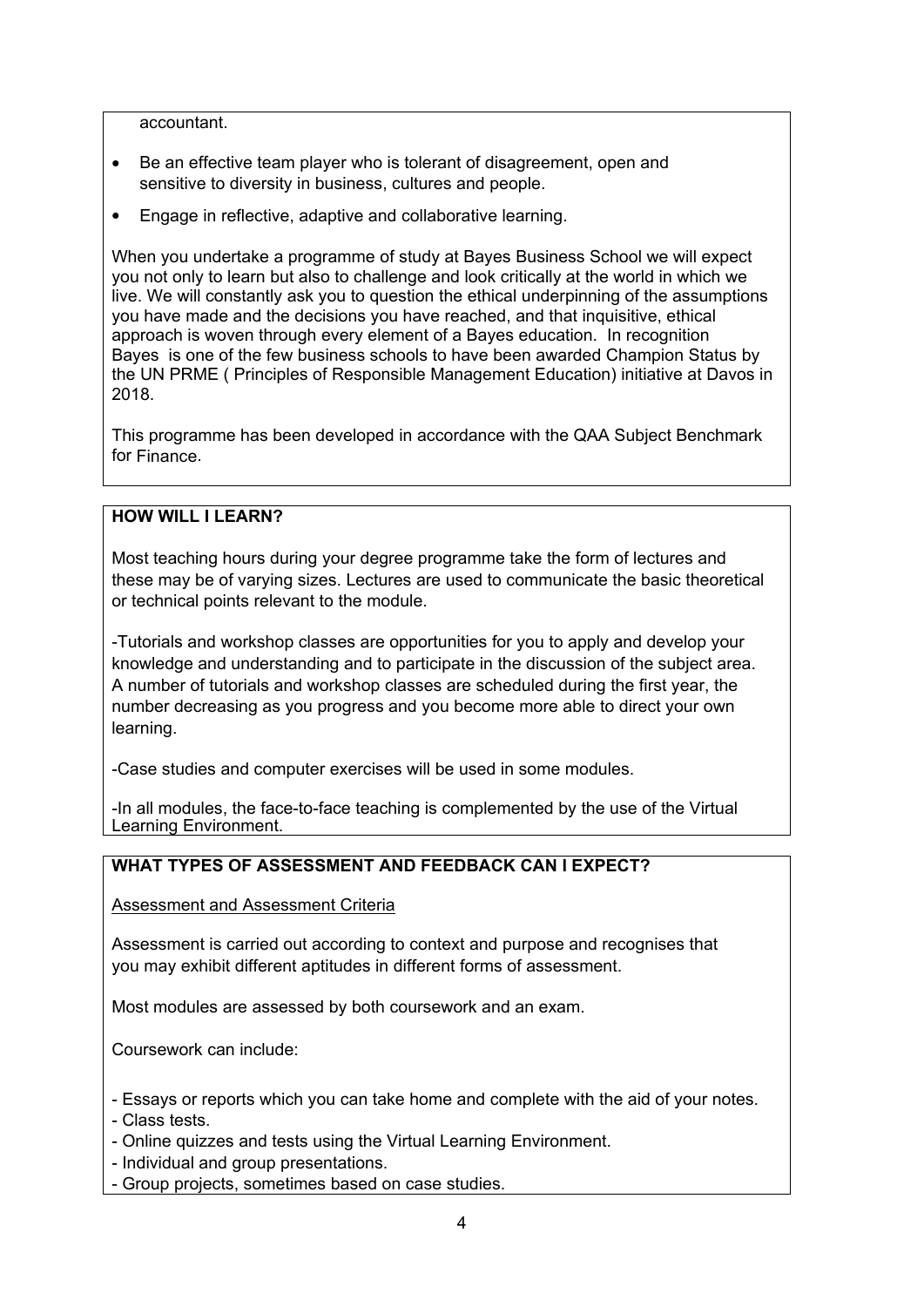accountant.

- Be an effective team player who is tolerant of disagreement, open and sensitive to diversity in business, cultures and people.
- Engage in reflective, adaptive and collaborative learning.

When you undertake a programme of study at Bayes Business School we will expect you not only to learn but also to challenge and look critically at the world in which we live. We will constantly ask you to question the ethical underpinning of the assumptions you have made and the decisions you have reached, and that inquisitive, ethical approach is woven through every element of a Bayes education. In recognition Bayes is one of the few business schools to have been awarded Champion Status by the UN PRME ( Principles of Responsible Management Education) initiative at Davos in 2018.

This programme has been developed in accordance with the QAA Subject Benchmark for Finance.

**HOW WILL I LEARN?**

Most teaching hours during your degree programme take the form of lectures and these may be of varying sizes. Lectures are used to communicate the basic theoretical or technical points relevant to the module.

-Tutorials and workshop classes are opportunities for you to apply and develop your knowledge and understanding and to participate in the discussion of the subject area. A number of tutorials and workshop classes are scheduled during the first year, the number decreasing as you progress and you become more able to direct your own learning.

-Case studies and computer exercises will be used in some modules.

-In all modules, the face-to-face teaching is complemented by the use of the Virtual Learning Environment.

**WHAT TYPES OF ASSESSMENT AND FEEDBACK CAN I EXPECT?**

Assessment and Assessment Criteria

Assessment is carried out according to context and purpose and recognises that you may exhibit different aptitudes in different forms of assessment.

Most modules are assessed by both coursework and an exam.

Coursework can include:

- Essays or reports which you can take home and complete with the aid of your notes.
- Class tests.
- Online quizzes and tests using the Virtual Learning Environment.
- Individual and group presentations.
- Group projects, sometimes based on case studies.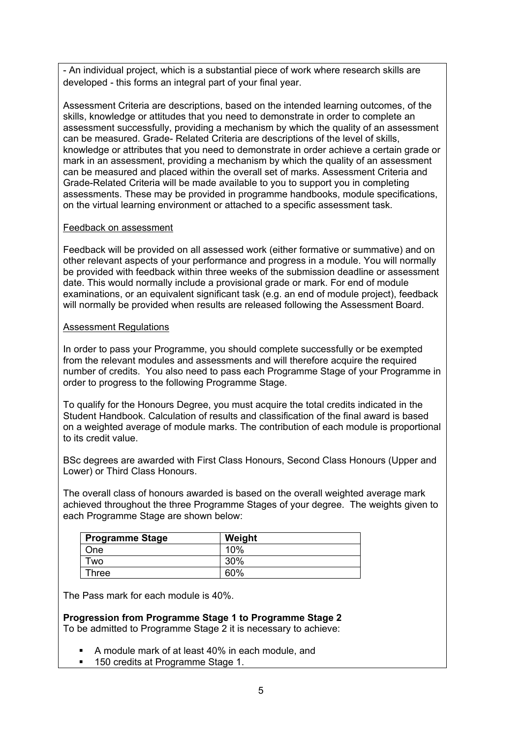- An individual project, which is a substantial piece of work where research skills are developed - this forms an integral part of your final year.

Assessment Criteria are descriptions, based on the intended learning outcomes, of the skills, knowledge or attitudes that you need to demonstrate in order to complete an assessment successfully, providing a mechanism by which the quality of an assessment can be measured. Grade- Related Criteria are descriptions of the level of skills, knowledge or attributes that you need to demonstrate in order achieve a certain grade or mark in an assessment, providing a mechanism by which the quality of an assessment can be measured and placed within the overall set of marks. Assessment Criteria and Grade-Related Criteria will be made available to you to support you in completing assessments. These may be provided in programme handbooks, module specifications, on the virtual learning environment or attached to a specific assessment task.

<u>Feedback on assessment</u>

Feedback will be provided on all assessed work (either formative or summative) and on other relevant aspects of your performance and progress in a module. You will normally be provided with feedback within three weeks of the submission deadline or assessment date. This would normally include a provisional grade or mark. For end of module examinations, or an equivalent significant task (e.g. an end of module project), feedback will normally be provided when results are released following the Assessment Board.

<u>Assessment Regulations</u>

In order to pass your Programme, you should complete successfully or be exempted from the relevant modules and assessments and will therefore acquire the required number of credits. You also need to pass each Programme Stage of your Programme in order to progress to the following Programme Stage.

To qualify for the Honours Degree, you must acquire the total credits indicated in the Student Handbook. Calculation of results and classification of the final award is based on a weighted average of module marks. The contribution of each module is proportional to its credit value.

BSc degrees are awarded with First Class Honours, Second Class Honours (Upper and Lower) or Third Class Honours.

The overall class of honours awarded is based on the overall weighted average mark achieved throughout the three Programme Stages of your degree. The weights given to each Programme Stage are shown below:

| **Programme Stage** | **Weight** |
|---|---|
| One | 10% |
| Two | 30% |
| Three | 60% |

The Pass mark for each module is 40%.

**Progression from Programme Stage 1 to Programme Stage 2**

To be admitted to Programme Stage 2 it is necessary to achieve:

- A module mark of at least 40% in each module, and
- 150 credits at Programme Stage 1.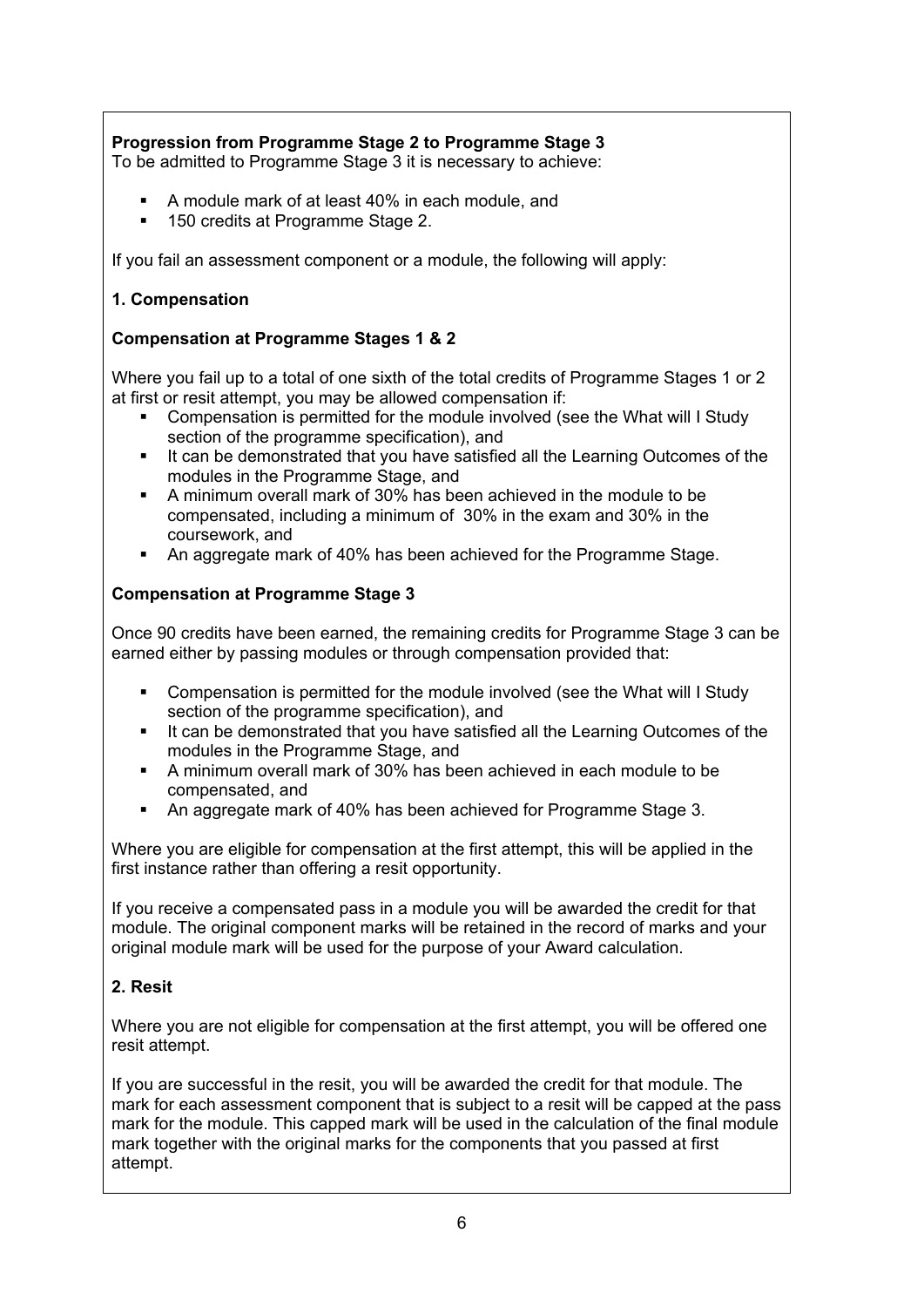**Progression from Programme Stage 2 to Programme Stage 3**
To be admitted to Programme Stage 3 it is necessary to achieve:

- A module mark of at least 40% in each module, and
- 150 credits at Programme Stage 2.

If you fail an assessment component or a module, the following will apply:

**1. Compensation**

**Compensation at Programme Stages 1 & 2**

Where you fail up to a total of one sixth of the total credits of Programme Stages 1 or 2 at first or resit attempt, you may be allowed compensation if:

- Compensation is permitted for the module involved (see the What will I Study section of the programme specification), and
- It can be demonstrated that you have satisfied all the Learning Outcomes of the modules in the Programme Stage, and
- A minimum overall mark of 30% has been achieved in the module to be compensated, including a minimum of 30% in the exam and 30% in the coursework, and
- An aggregate mark of 40% has been achieved for the Programme Stage.

**Compensation at Programme Stage 3**

Once 90 credits have been earned, the remaining credits for Programme Stage 3 can be earned either by passing modules or through compensation provided that:

- Compensation is permitted for the module involved (see the What will I Study section of the programme specification), and
- It can be demonstrated that you have satisfied all the Learning Outcomes of the modules in the Programme Stage, and
- A minimum overall mark of 30% has been achieved in each module to be compensated, and
- An aggregate mark of 40% has been achieved for Programme Stage 3.

Where you are eligible for compensation at the first attempt, this will be applied in the first instance rather than offering a resit opportunity.

If you receive a compensated pass in a module you will be awarded the credit for that module. The original component marks will be retained in the record of marks and your original module mark will be used for the purpose of your Award calculation.

**2. Resit**

Where you are not eligible for compensation at the first attempt, you will be offered one resit attempt.

If you are successful in the resit, you will be awarded the credit for that module. The mark for each assessment component that is subject to a resit will be capped at the pass mark for the module. This capped mark will be used in the calculation of the final module mark together with the original marks for the components that you passed at first attempt.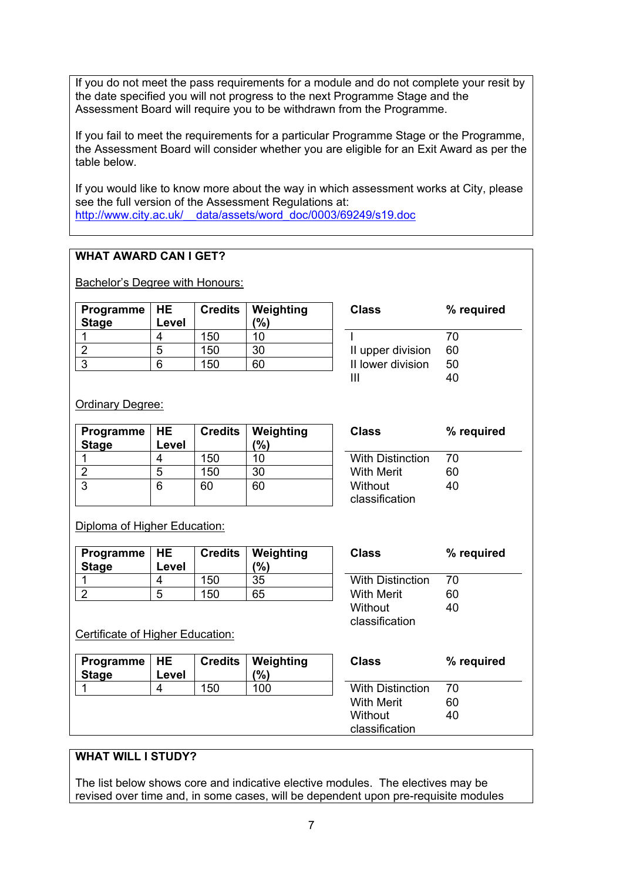If you do not meet the pass requirements for a module and do not complete your resit by the date specified you will not progress to the next Programme Stage and the Assessment Board will require you to be withdrawn from the Programme.

If you fail to meet the requirements for a particular Programme Stage or the Programme, the Assessment Board will consider whether you are eligible for an Exit Award as per the table below.

If you would like to know more about the way in which assessment works at City, please see the full version of the Assessment Regulations at:
http://www.city.ac.uk/__data/assets/word_doc/0003/69249/s19.doc

## WHAT AWARD CAN I GET?

Bachelor's Degree with Honours:

| Programme Stage | HE Level | Credits | Weighting (%) |
|---|---|---|---|
| 1 | 4 | 150 | 10 |
| 2 | 5 | 150 | 30 |
| 3 | 6 | 150 | 60 |

| Class | % required |
|---|---|
| I | 70 |
| II upper division | 60 |
| II lower division | 50 |
| III | 40 |

Ordinary Degree:

| Programme Stage | HE Level | Credits | Weighting (%) |
|---|---|---|---|
| 1 | 4 | 150 | 10 |
| 2 | 5 | 150 | 30 |
| 3 | 6 | 60 | 60 |

| Class | % required |
|---|---|
| With Distinction | 70 |
| With Merit | 60 |
| Without classification | 40 |

Diploma of Higher Education:

| Programme Stage | HE Level | Credits | Weighting (%) |
|---|---|---|---|
| 1 | 4 | 150 | 35 |
| 2 | 5 | 150 | 65 |

| Class | % required |
|---|---|
| With Distinction | 70 |
| With Merit | 60 |
| Without classification | 40 |

Certificate of Higher Education:

| Programme Stage | HE Level | Credits | Weighting (%) |
|---|---|---|---|
| 1 | 4 | 150 | 100 |

| Class | % required |
|---|---|
| With Distinction | 70 |
| With Merit | 60 |
| Without classification | 40 |

## WHAT WILL I STUDY?

The list below shows core and indicative elective modules. The electives may be revised over time and, in some cases, will be dependent upon pre-requisite modules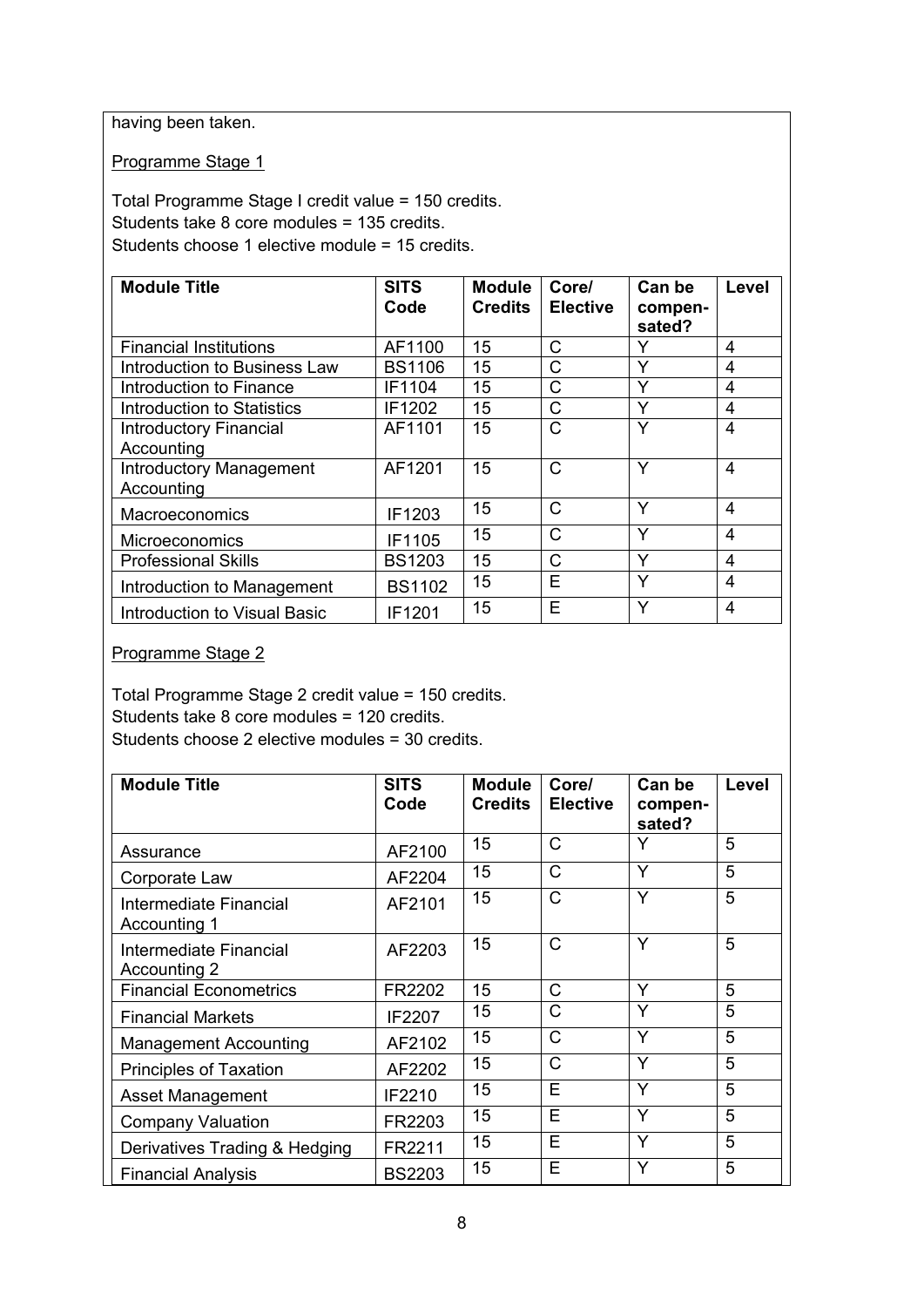having been taken.

Programme Stage 1

Total Programme Stage I credit value = 150 credits.
Students take 8 core modules = 135 credits.
Students choose 1 elective module = 15 credits.

| Module Title | SITS Code | Module Credits | Core/ Elective | Can be compen-sated? | Level |
|---|---|---|---|---|---|
| Financial Institutions | AF1100 | 15 | C | Y | 4 |
| Introduction to Business Law | BS1106 | 15 | C | Y | 4 |
| Introduction to Finance | IF1104 | 15 | C | Y | 4 |
| Introduction to Statistics | IF1202 | 15 | C | Y | 4 |
| Introductory Financial Accounting | AF1101 | 15 | C | Y | 4 |
| Introductory Management Accounting | AF1201 | 15 | C | Y | 4 |
| Macroeconomics | IF1203 | 15 | C | Y | 4 |
| Microeconomics | IF1105 | 15 | C | Y | 4 |
| Professional Skills | BS1203 | 15 | C | Y | 4 |
| Introduction to Management | BS1102 | 15 | E | Y | 4 |
| Introduction to Visual Basic | IF1201 | 15 | E | Y | 4 |

Programme Stage 2

Total Programme Stage 2 credit value = 150 credits.
Students take 8 core modules = 120 credits.
Students choose 2 elective modules = 30 credits.

| Module Title | SITS Code | Module Credits | Core/ Elective | Can be compen-sated? | Level |
|---|---|---|---|---|---|
| Assurance | AF2100 | 15 | C | Y | 5 |
| Corporate Law | AF2204 | 15 | C | Y | 5 |
| Intermediate Financial Accounting 1 | AF2101 | 15 | C | Y | 5 |
| Intermediate Financial Accounting 2 | AF2203 | 15 | C | Y | 5 |
| Financial Econometrics | FR2202 | 15 | C | Y | 5 |
| Financial Markets | IF2207 | 15 | C | Y | 5 |
| Management Accounting | AF2102 | 15 | C | Y | 5 |
| Principles of Taxation | AF2202 | 15 | C | Y | 5 |
| Asset Management | IF2210 | 15 | E | Y | 5 |
| Company Valuation | FR2203 | 15 | E | Y | 5 |
| Derivatives Trading & Hedging | FR2211 | 15 | E | Y | 5 |
| Financial Analysis | BS2203 | 15 | E | Y | 5 |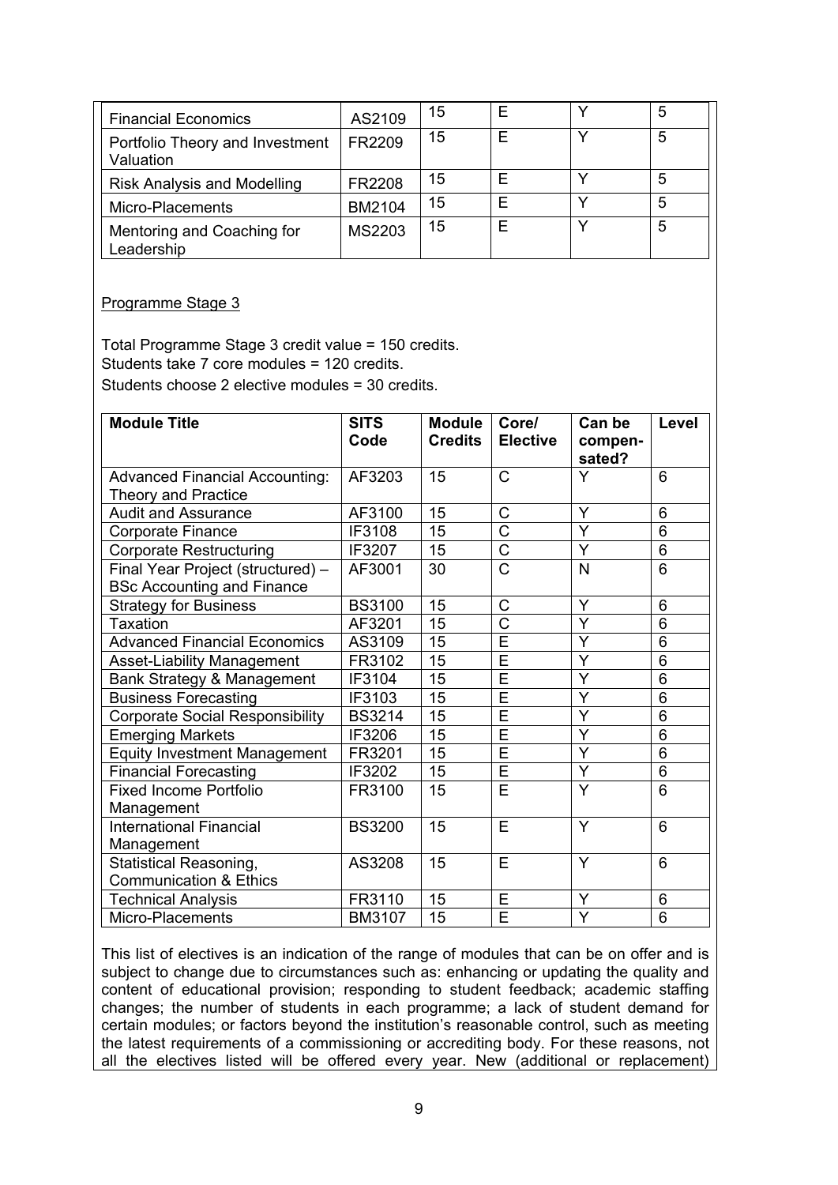| | | | | | |
|---|---|---|---|---|---|
| Financial Economics | AS2109 | 15 | E | Y | 5 |
| Portfolio Theory and Investment Valuation | FR2209 | 15 | E | Y | 5 |
| Risk Analysis and Modelling | FR2208 | 15 | E | Y | 5 |
| Micro-Placements | BM2104 | 15 | E | Y | 5 |
| Mentoring and Coaching for Leadership | MS2203 | 15 | E | Y | 5 |

Programme Stage 3

Total Programme Stage 3 credit value = 150 credits.
Students take 7 core modules = 120 credits.
Students choose 2 elective modules = 30 credits.

| Module Title | SITS Code | Module Credits | Core/ Elective | Can be compen-sated? | Level |
|---|---|---|---|---|---|
| Advanced Financial Accounting: Theory and Practice | AF3203 | 15 | C | Y | 6 |
| Audit and Assurance | AF3100 | 15 | C | Y | 6 |
| Corporate Finance | IF3108 | 15 | C | Y | 6 |
| Corporate Restructuring | IF3207 | 15 | C | Y | 6 |
| Final Year Project (structured) – BSc Accounting and Finance | AF3001 | 30 | C | N | 6 |
| Strategy for Business | BS3100 | 15 | C | Y | 6 |
| Taxation | AF3201 | 15 | C | Y | 6 |
| Advanced Financial Economics | AS3109 | 15 | E | Y | 6 |
| Asset-Liability Management | FR3102 | 15 | E | Y | 6 |
| Bank Strategy & Management | IF3104 | 15 | E | Y | 6 |
| Business Forecasting | IF3103 | 15 | E | Y | 6 |
| Corporate Social Responsibility | BS3214 | 15 | E | Y | 6 |
| Emerging Markets | IF3206 | 15 | E | Y | 6 |
| Equity Investment Management | FR3201 | 15 | E | Y | 6 |
| Financial Forecasting | IF3202 | 15 | E | Y | 6 |
| Fixed Income Portfolio Management | FR3100 | 15 | E | Y | 6 |
| International Financial Management | BS3200 | 15 | E | Y | 6 |
| Statistical Reasoning, Communication & Ethics | AS3208 | 15 | E | Y | 6 |
| Technical Analysis | FR3110 | 15 | E | Y | 6 |
| Micro-Placements | BM3107 | 15 | E | Y | 6 |

This list of electives is an indication of the range of modules that can be on offer and is subject to change due to circumstances such as: enhancing or updating the quality and content of educational provision; responding to student feedback; academic staffing changes; the number of students in each programme; a lack of student demand for certain modules; or factors beyond the institution's reasonable control, such as meeting the latest requirements of a commissioning or accrediting body. For these reasons, not all the electives listed will be offered every year. New (additional or replacement)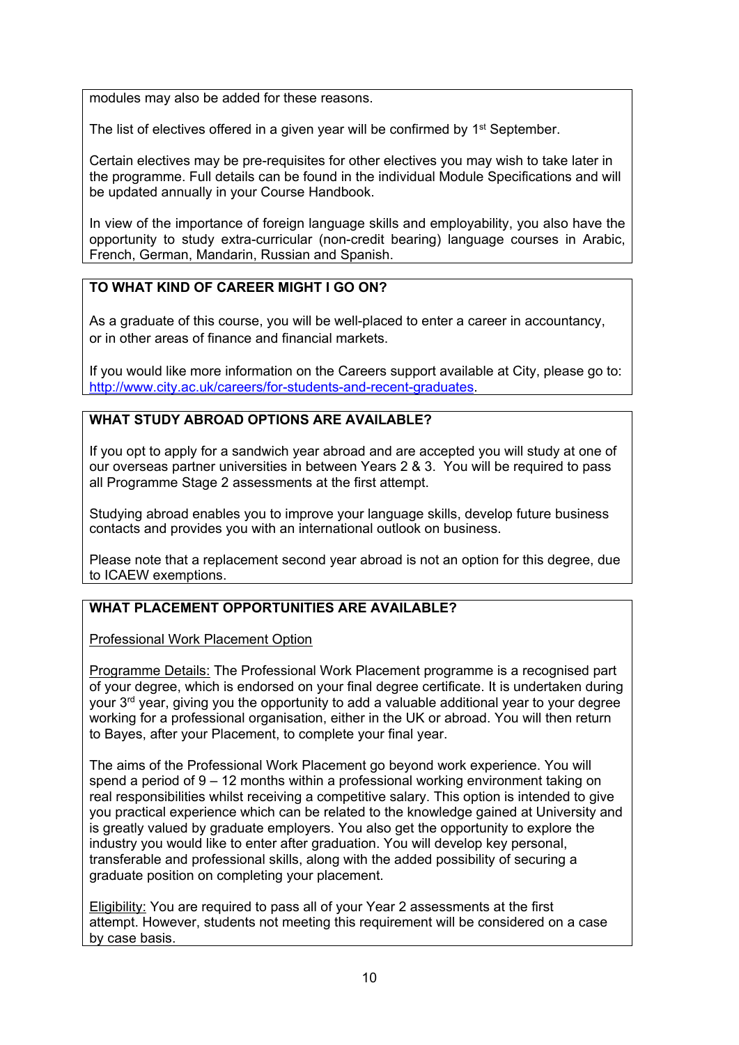modules may also be added for these reasons.

The list of electives offered in a given year will be confirmed by 1st September.

Certain electives may be pre-requisites for other electives you may wish to take later in the programme. Full details can be found in the individual Module Specifications and will be updated annually in your Course Handbook.

In view of the importance of foreign language skills and employability, you also have the opportunity to study extra-curricular (non-credit bearing) language courses in Arabic, French, German, Mandarin, Russian and Spanish.

## TO WHAT KIND OF CAREER MIGHT I GO ON?

As a graduate of this course, you will be well-placed to enter a career in accountancy, or in other areas of finance and financial markets.

If you would like more information on the Careers support available at City, please go to: http://www.city.ac.uk/careers/for-students-and-recent-graduates.

## WHAT STUDY ABROAD OPTIONS ARE AVAILABLE?

If you opt to apply for a sandwich year abroad and are accepted you will study at one of our overseas partner universities in between Years 2 & 3. You will be required to pass all Programme Stage 2 assessments at the first attempt.

Studying abroad enables you to improve your language skills, develop future business contacts and provides you with an international outlook on business.

Please note that a replacement second year abroad is not an option for this degree, due to ICAEW exemptions.

## WHAT PLACEMENT OPPORTUNITIES ARE AVAILABLE?

Professional Work Placement Option

Programme Details: The Professional Work Placement programme is a recognised part of your degree, which is endorsed on your final degree certificate. It is undertaken during your 3rd year, giving you the opportunity to add a valuable additional year to your degree working for a professional organisation, either in the UK or abroad. You will then return to Bayes, after your Placement, to complete your final year.

The aims of the Professional Work Placement go beyond work experience. You will spend a period of 9 – 12 months within a professional working environment taking on real responsibilities whilst receiving a competitive salary. This option is intended to give you practical experience which can be related to the knowledge gained at University and is greatly valued by graduate employers. You also get the opportunity to explore the industry you would like to enter after graduation. You will develop key personal, transferable and professional skills, along with the added possibility of securing a graduate position on completing your placement.

Eligibility: You are required to pass all of your Year 2 assessments at the first attempt. However, students not meeting this requirement will be considered on a case by case basis.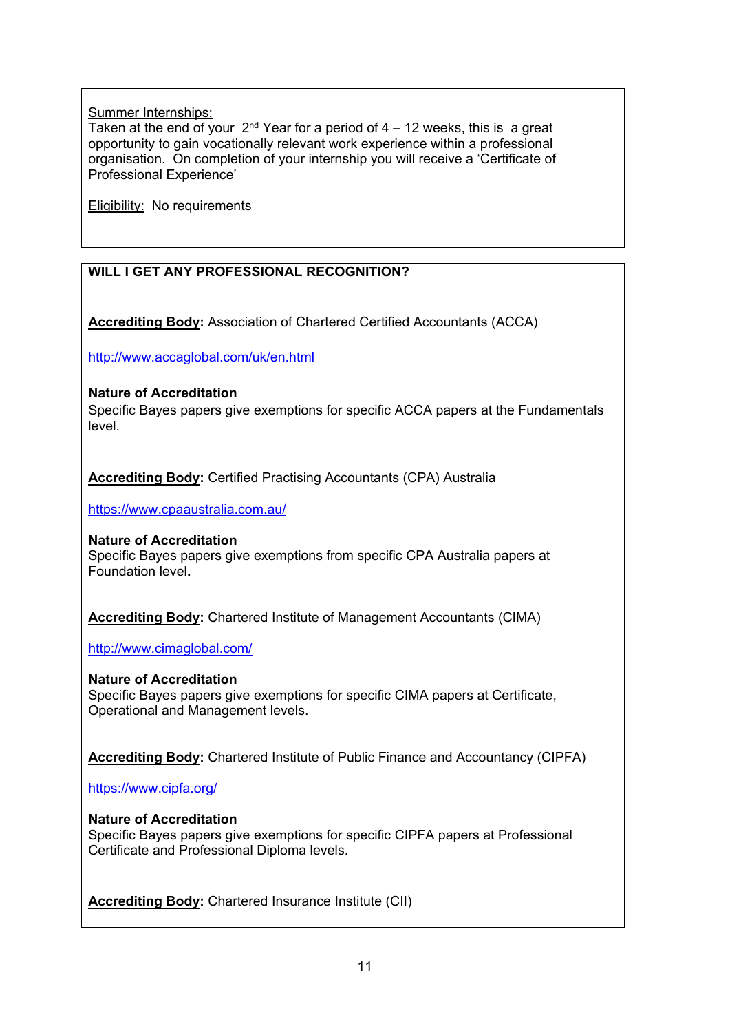Summer Internships:
Taken at the end of your 2nd Year for a period of 4 – 12 weeks, this is a great opportunity to gain vocationally relevant work experience within a professional organisation. On completion of your internship you will receive a 'Certificate of Professional Experience'

Eligibility: No requirements

**WILL I GET ANY PROFESSIONAL RECOGNITION?**

**Accrediting Body**: Association of Chartered Certified Accountants (ACCA)

http://www.accaglobal.com/uk/en.html

**Nature of Accreditation**
Specific Bayes papers give exemptions for specific ACCA papers at the Fundamentals level.

**Accrediting Body**: Certified Practising Accountants (CPA) Australia

https://www.cpaaustralia.com.au/

**Nature of Accreditation**
Specific Bayes papers give exemptions from specific CPA Australia papers at Foundation level.

**Accrediting Body**: Chartered Institute of Management Accountants (CIMA)

http://www.cimaglobal.com/

**Nature of Accreditation**
Specific Bayes papers give exemptions for specific CIMA papers at Certificate, Operational and Management levels.

**Accrediting Body**: Chartered Institute of Public Finance and Accountancy (CIPFA)

https://www.cipfa.org/

**Nature of Accreditation**
Specific Bayes papers give exemptions for specific CIPFA papers at Professional Certificate and Professional Diploma levels.

**Accrediting Body**: Chartered Insurance Institute (CII)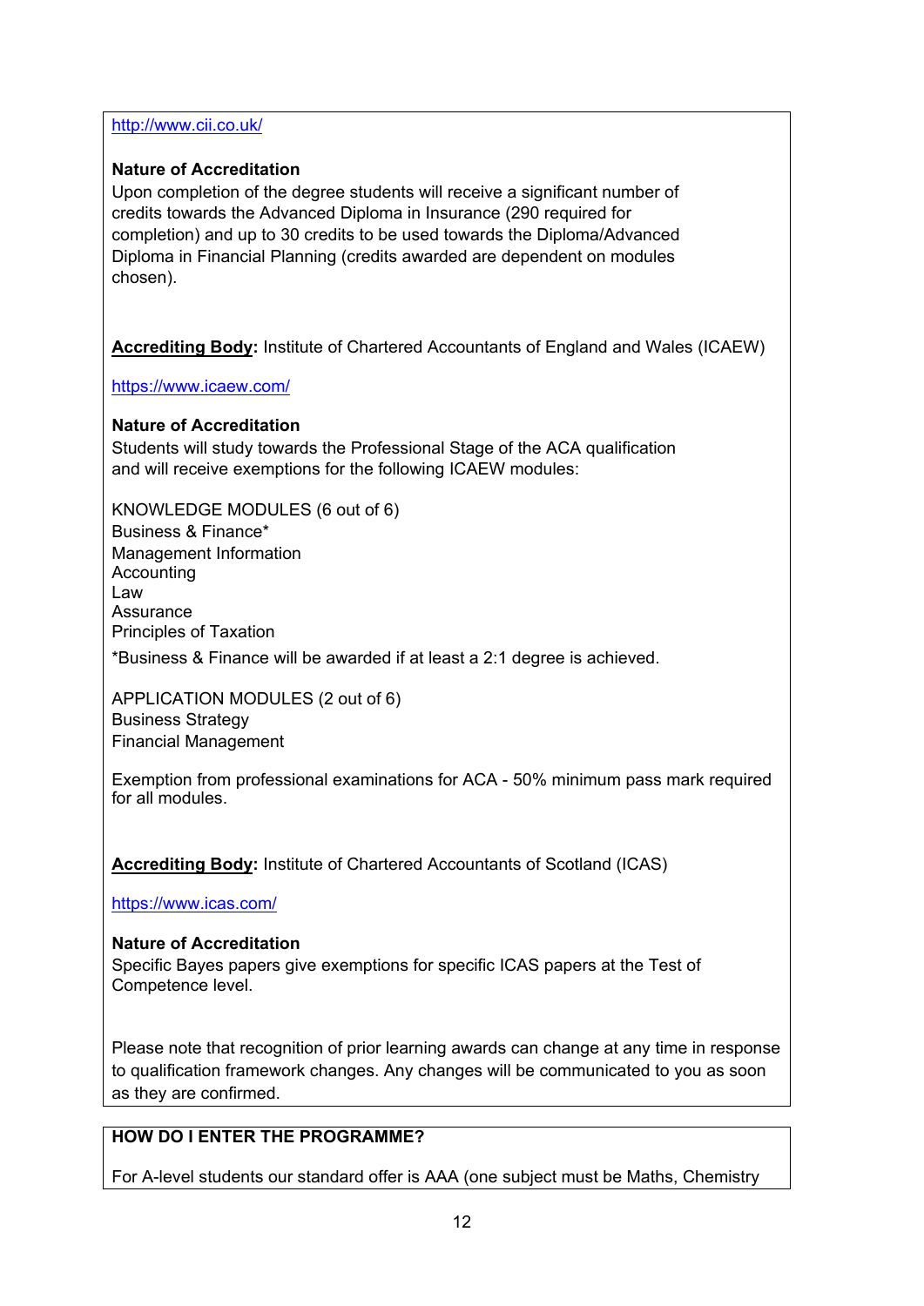http://www.cii.co.uk/

**Nature of Accreditation**
Upon completion of the degree students will receive a significant number of credits towards the Advanced Diploma in Insurance (290 required for completion) and up to 30 credits to be used towards the Diploma/Advanced Diploma in Financial Planning (credits awarded are dependent on modules chosen).

**Accrediting Body**: Institute of Chartered Accountants of England and Wales (ICAEW)

https://www.icaew.com/

**Nature of Accreditation**
Students will study towards the Professional Stage of the ACA qualification and will receive exemptions for the following ICAEW modules:

KNOWLEDGE MODULES (6 out of 6)
Business & Finance*
Management Information
Accounting
Law
Assurance
Principles of Taxation

*Business & Finance will be awarded if at least a 2:1 degree is achieved.

APPLICATION MODULES (2 out of 6)
Business Strategy
Financial Management

Exemption from professional examinations for ACA - 50% minimum pass mark required for all modules.

**Accrediting Body**: Institute of Chartered Accountants of Scotland (ICAS)

https://www.icas.com/

**Nature of Accreditation**
Specific Bayes papers give exemptions for specific ICAS papers at the Test of Competence level.

Please note that recognition of prior learning awards can change at any time in response to qualification framework changes. Any changes will be communicated to you as soon as they are confirmed.

**HOW DO I ENTER THE PROGRAMME?**

For A-level students our standard offer is AAA (one subject must be Maths, Chemistry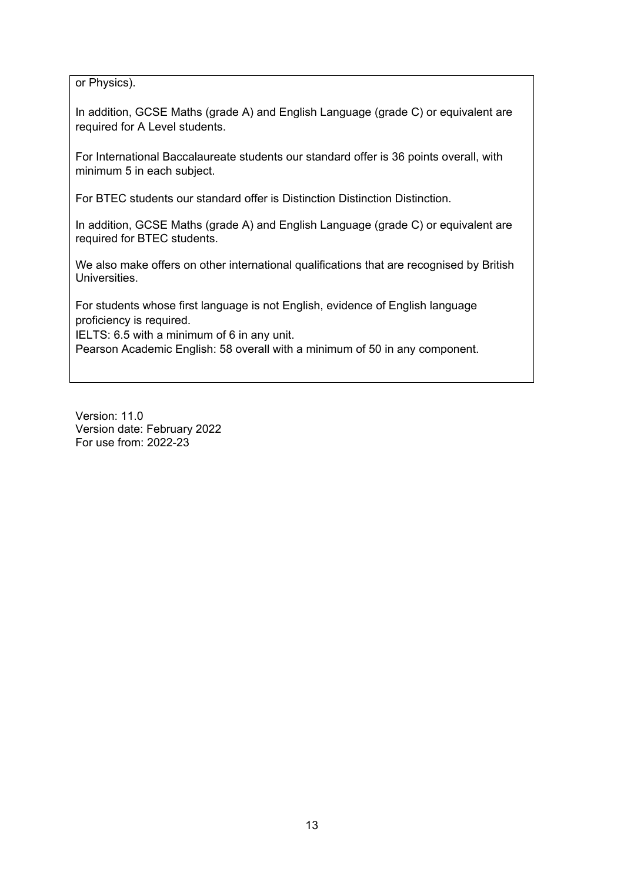or Physics).

In addition, GCSE Maths (grade A) and English Language (grade C) or equivalent are required for A Level students.

For International Baccalaureate students our standard offer is 36 points overall, with minimum 5 in each subject.

For BTEC students our standard offer is Distinction Distinction Distinction.

In addition, GCSE Maths (grade A) and English Language (grade C) or equivalent are required for BTEC students.

We also make offers on other international qualifications that are recognised by British Universities.

For students whose first language is not English, evidence of English language proficiency is required.
IELTS: 6.5 with a minimum of 6 in any unit.
Pearson Academic English: 58 overall with a minimum of 50 in any component.

Version: 11.0
Version date: February 2022
For use from: 2022-23